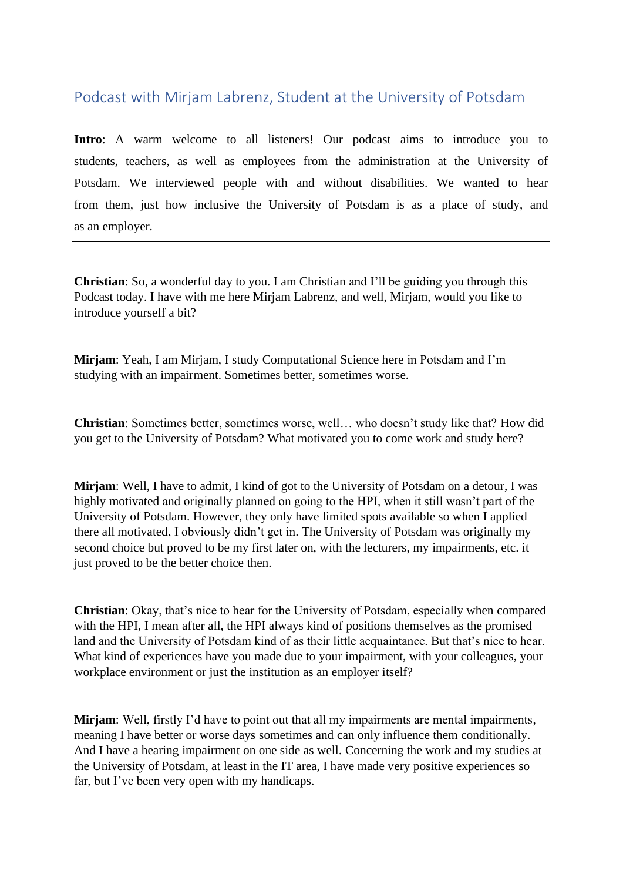## Podcast with Mirjam Labrenz, Student at the University of Potsdam

**Intro**: A warm welcome to all listeners! Our podcast aims to introduce you to students, teachers, as well as employees from the administration at the University of Potsdam. We interviewed people with and without disabilities. We wanted to hear from them, just how inclusive the University of Potsdam is as a place of study, and as an employer.

---

**Christian**: So, a wonderful day to you. I am Christian and I'll be guiding you through this Podcast today. I have with me here Mirjam Labrenz, and well, Mirjam, would you like to introduce yourself a bit?

**Mirjam**: Yeah, I am Mirjam, I study Computational Science here in Potsdam and I'm studying with an impairment. Sometimes better, sometimes worse.

**Christian**: Sometimes better, sometimes worse, well… who doesn't study like that? How did you get to the University of Potsdam? What motivated you to come work and study here?

**Mirjam**: Well, I have to admit, I kind of got to the University of Potsdam on a detour, I was highly motivated and originally planned on going to the HPI, when it still wasn't part of the University of Potsdam. However, they only have limited spots available so when I applied there all motivated, I obviously didn't get in. The University of Potsdam was originally my second choice but proved to be my first later on, with the lecturers, my impairments, etc. it just proved to be the better choice then.

**Christian**: Okay, that's nice to hear for the University of Potsdam, especially when compared with the HPI, I mean after all, the HPI always kind of positions themselves as the promised land and the University of Potsdam kind of as their little acquaintance. But that's nice to hear. What kind of experiences have you made due to your impairment, with your colleagues, your workplace environment or just the institution as an employer itself?

**Mirjam**: Well, firstly I'd have to point out that all my impairments are mental impairments, meaning I have better or worse days sometimes and can only influence them conditionally. And I have a hearing impairment on one side as well. Concerning the work and my studies at the University of Potsdam, at least in the IT area, I have made very positive experiences so far, but I've been very open with my handicaps.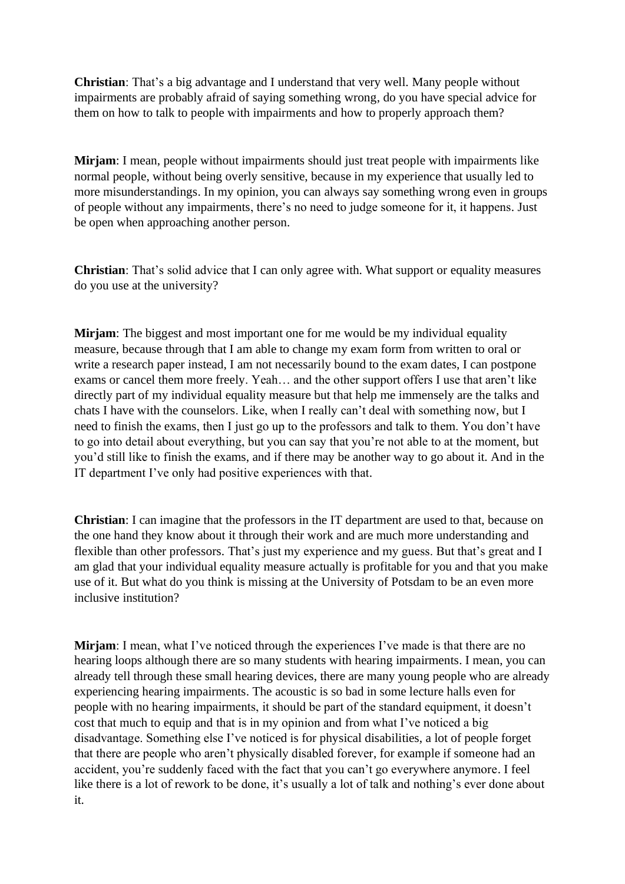**Christian**: That's a big advantage and I understand that very well. Many people without impairments are probably afraid of saying something wrong, do you have special advice for them on how to talk to people with impairments and how to properly approach them?

**Mirjam**: I mean, people without impairments should just treat people with impairments like normal people, without being overly sensitive, because in my experience that usually led to more misunderstandings. In my opinion, you can always say something wrong even in groups of people without any impairments, there's no need to judge someone for it, it happens. Just be open when approaching another person.

**Christian**: That's solid advice that I can only agree with. What support or equality measures do you use at the university?

**Mirjam**: The biggest and most important one for me would be my individual equality measure, because through that I am able to change my exam form from written to oral or write a research paper instead, I am not necessarily bound to the exam dates, I can postpone exams or cancel them more freely. Yeah… and the other support offers I use that aren't like directly part of my individual equality measure but that help me immensely are the talks and chats I have with the counselors. Like, when I really can't deal with something now, but I need to finish the exams, then I just go up to the professors and talk to them. You don't have to go into detail about everything, but you can say that you're not able to at the moment, but you'd still like to finish the exams, and if there may be another way to go about it. And in the IT department I've only had positive experiences with that.

**Christian**: I can imagine that the professors in the IT department are used to that, because on the one hand they know about it through their work and are much more understanding and flexible than other professors. That's just my experience and my guess. But that's great and I am glad that your individual equality measure actually is profitable for you and that you make use of it. But what do you think is missing at the University of Potsdam to be an even more inclusive institution?

**Mirjam**: I mean, what I've noticed through the experiences I've made is that there are no hearing loops although there are so many students with hearing impairments. I mean, you can already tell through these small hearing devices, there are many young people who are already experiencing hearing impairments. The acoustic is so bad in some lecture halls even for people with no hearing impairments, it should be part of the standard equipment, it doesn't cost that much to equip and that is in my opinion and from what I've noticed a big disadvantage. Something else I've noticed is for physical disabilities, a lot of people forget that there are people who aren't physically disabled forever, for example if someone had an accident, you're suddenly faced with the fact that you can't go everywhere anymore. I feel like there is a lot of rework to be done, it's usually a lot of talk and nothing's ever done about it.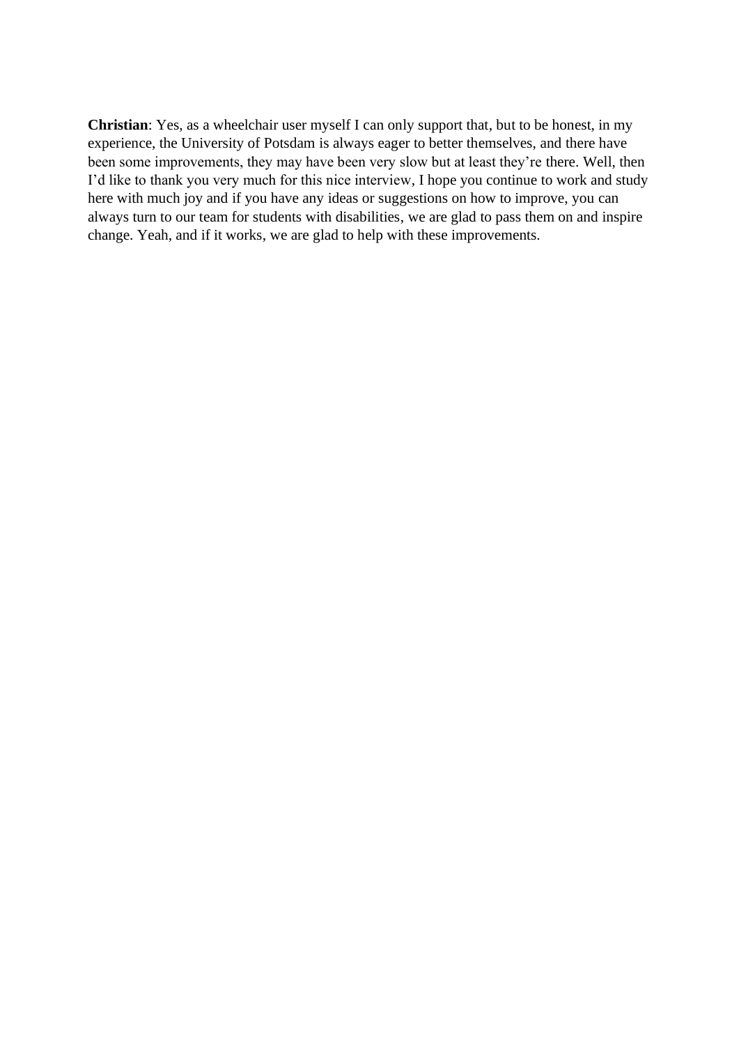**Christian**: Yes, as a wheelchair user myself I can only support that, but to be honest, in my experience, the University of Potsdam is always eager to better themselves, and there have been some improvements, they may have been very slow but at least they're there. Well, then I'd like to thank you very much for this nice interview, I hope you continue to work and study here with much joy and if you have any ideas or suggestions on how to improve, you can always turn to our team for students with disabilities, we are glad to pass them on and inspire change. Yeah, and if it works, we are glad to help with these improvements.